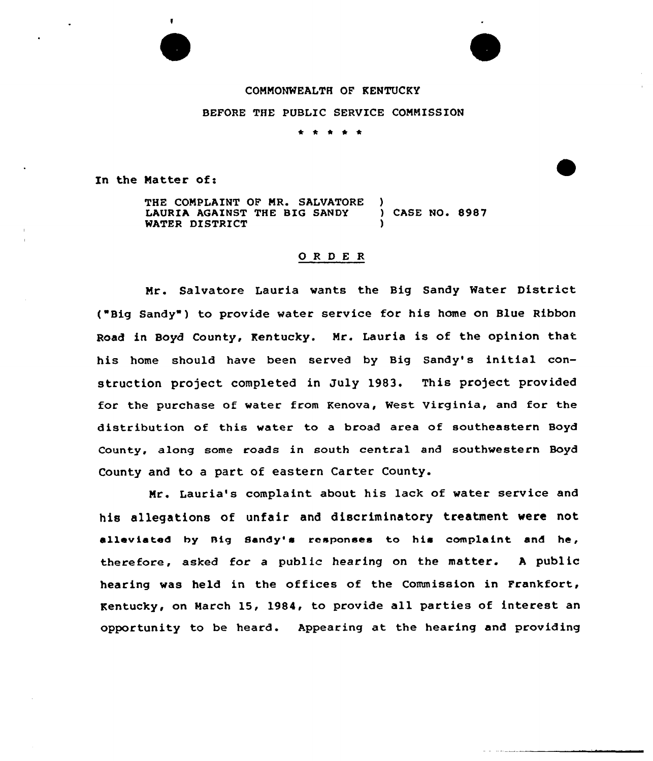COMMONWEALTH OF KENTUCKY

BEFORE THE PUBLIC SERVICE COMMISSION

\* \* \* \* \*

In the Matter of:

THE COMPLAINT OF MR. SALVATORE LAURIA AGAINST THE BIG SANDY WATER DISTRICT ) CASE NO. 8987

## O R D E R

Mr. Salvatore Lauria wants the Big Sandy Water District ("Big Sandy") to provide water service for his home on Blue Ribbon Road in Boyd County, Kentucky. Mr. Lauria is of the opinion that his home should have been served by Big Sandy's initial construction project completed in July 1983. This project provided for the purchase of water from Kenova, West Virginia, and for the distribution of this water to a broad area of southeastern Boyd County, along some roads in south central and southwestern Boyd County and to a part of eastern Carter County.

Mr. Lauria's complaint about his lack of water service and his allegations of unfair and discriminatory treatment were not alleviated by Big Sandy's responses to his complaint and he, therefore, asked for a public hearing on the matter. A public hearing was held in the offices of the Commission in Frankfort, Kentucky, on March 15, 1984, to provide all parties of interest an opportunity to be heard. Appearing at the hearing and providing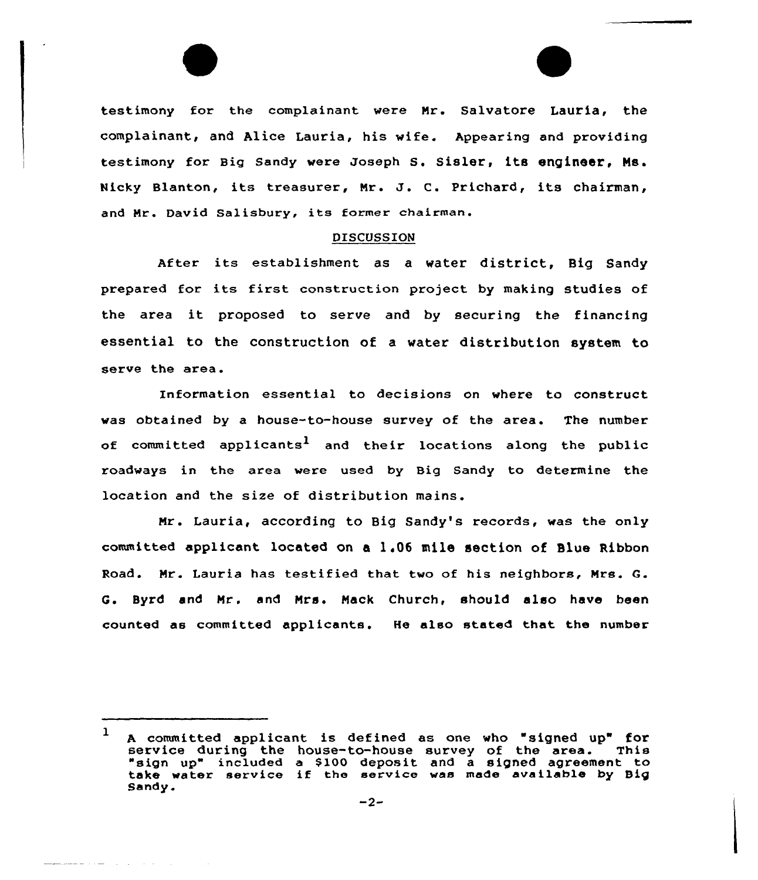testimony for the complainant were Mr. Salvatore Lauria, the complainant, and Alice Lauria, his wife. Appearing and providing testimony for Big Sandy were Joseph S. Sisler, its engineer, Ms. Nicky Blanton, its treasurer, Mr. J. C. Prichard, its chairman, and Mr. David Salisbury, its former chairman.

## DISCUSSION

After its establishment as a water district, Big Sandy prepared for its first construction project by making studies of the area it proposed to serve and by securing the financing essential to the construction of a water distribution system to serve the area.

Information essential to decisions on where to construct was obtained by a house-to-house survey of the area. The number of committed applicants[1] and their locations along the public roadways in the area were used by Big Sandy to determine the location and the size of distribution mains.

Mr. Lauria, according to Big Sandy's records, was the only committed applicant located on a 1.06 mile section of Blue Ribbon Road. Mr. Lauria has testified that two of his neighbors, Mrs. G. G. Byrd and Mr. and Mrs. Mack Church, should also have been counted as committed applicants. He also stated that the number

---

[1] A committed applicant is defined as one who "signed up" for service during the house-to-house survey of the area. This "sign up" included a $100 deposit and a signed agreement to take water service if the service was made available by Big Sandy.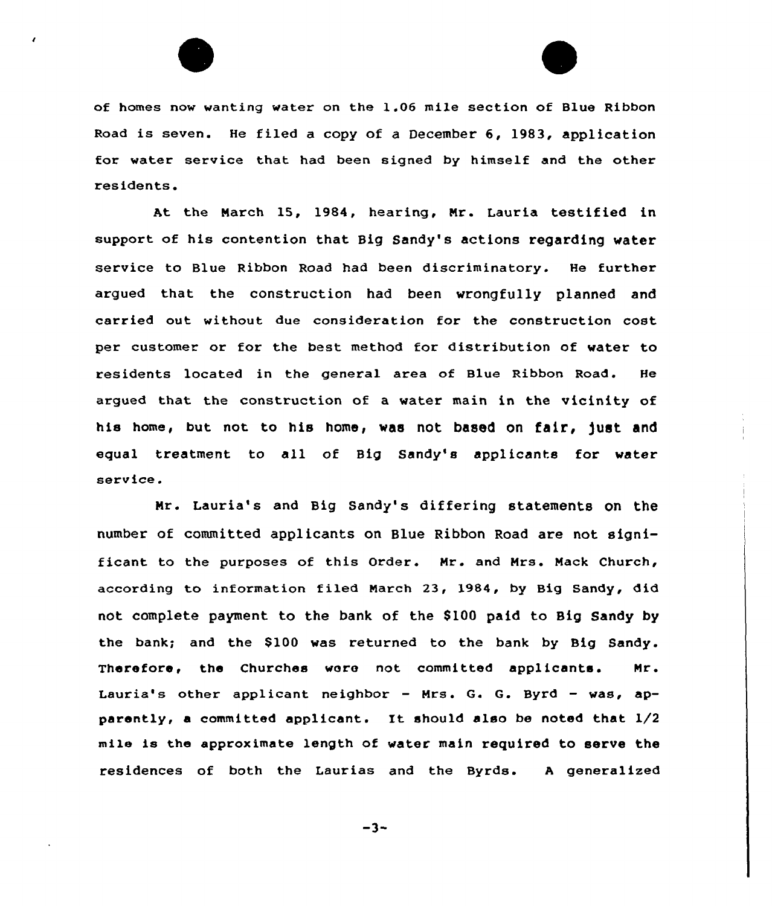of homes now wanting water on the 1.06 mile section of Blue Ribbon Road is seven. He filed a copy of a December 6, 1983, application for water service that had been signed by himself and the other residents.

At the March 15, 1984, hearing, Mr. Lauria testified in support of his contention that Big Sandy's actions regarding water service to Blue Ribbon Road had been discriminatory. He further argued that the construction had been wrongfully planned and carried out without due consideration for the construction cost per customer or for the best method for distribution of water to residents located in the general area of Blue Ribbon Road. He argued that the construction of a water main in the vicinity of his home, but not to his home, was not based on fair, just and equal treatment to all of Big Sandy's applicants for water service.

Mr. Lauria's and Big Sandy's differing statements on the number of committed applicants on Blue Ribbon Road are not significant to the purposes of this Order. Mr. and Mrs. Mack Church, according to information filed March 23, 1984, by Big Sandy, did not complete payment to the bank of the $100 paid to Big Sandy by the bank; and the $100 was returned to the bank by Big Sandy. Therefore, the Churches were not committed applicants. Mr. Lauria's other applicant neighbor - Mrs. G. G. Byrd - was, apparently, a committed applicant. It should also be noted that 1/2 mile is the approximate length of water main required to serve the residences of both the Laurias and the Byrds. A generalized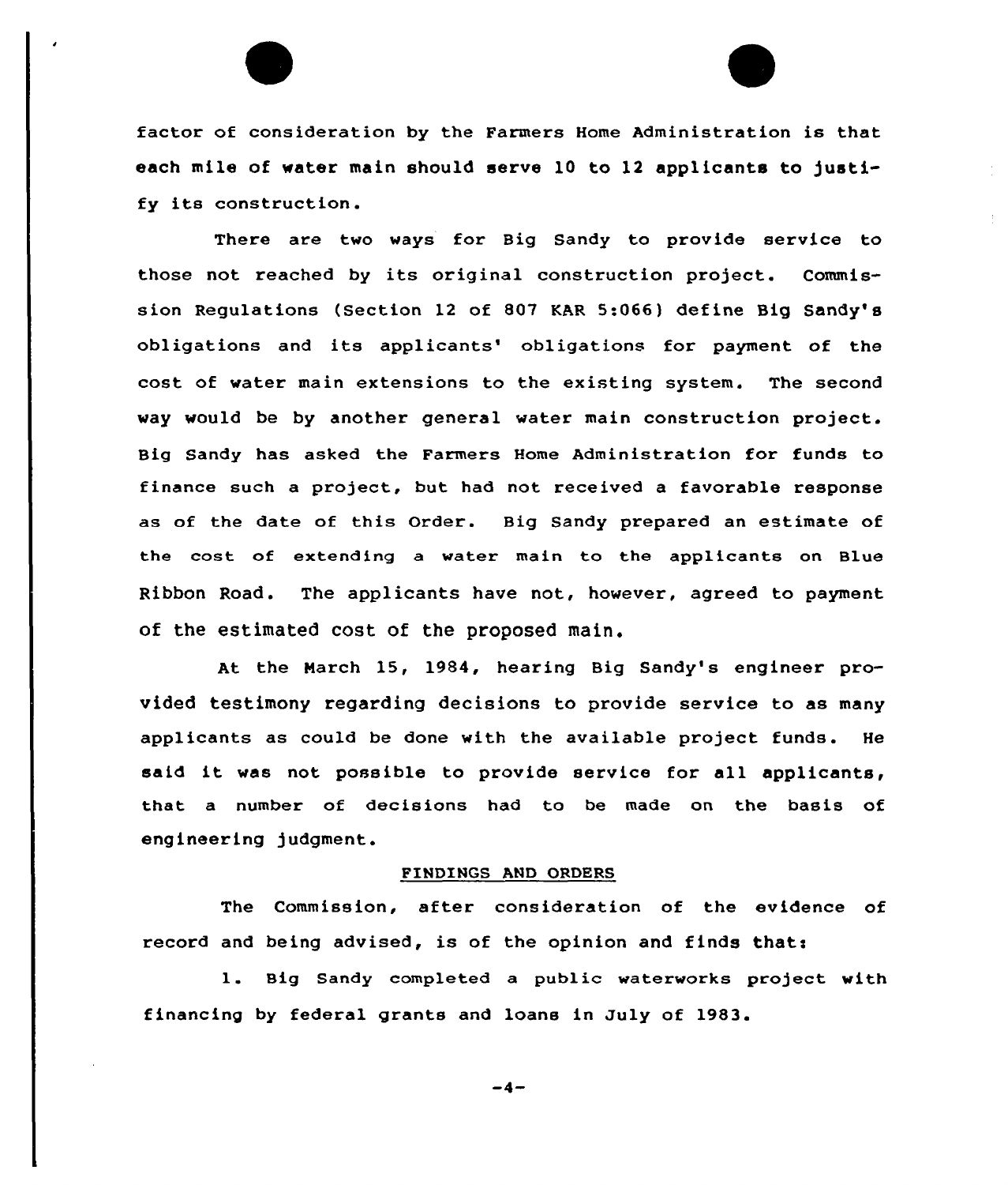factor of consideration by the Farmers Home Administration is that each mile of water main should serve 10 to 12 applicants to justify its construction.

There are two ways for Big Sandy to provide service to those not reached by its original construction project. Commission Regulations (Section 12 of 807 KAR 5:066) define Big Sandy's obligations and its applicants' obligations for payment of the cost of water main extensions to the existing system. The second way would be by another general water main construction project. Big Sandy has asked the Farmers Home Administration for funds to finance such a project, but had not received a favorable response as of the date of this Order. Big Sandy prepared an estimate of the cost of extending a water main to the applicants on Blue Ribbon Road. The applicants have not, however, agreed to payment of the estimated cost of the proposed main.

At the March 15, 1984, hearing Big Sandy's engineer provided testimony regarding decisions to provide service to as many applicants as could be done with the available project funds. He said it was not possible to provide service for all applicants, that a number of decisions had to be made on the basis of engineering judgment.

## FINDINGS AND ORDERS

The Commission, after consideration of the evidence of record and being advised, is of the opinion and finds that:

1. Big Sandy completed a public waterworks project with financing by federal grants and loans in July of 1983.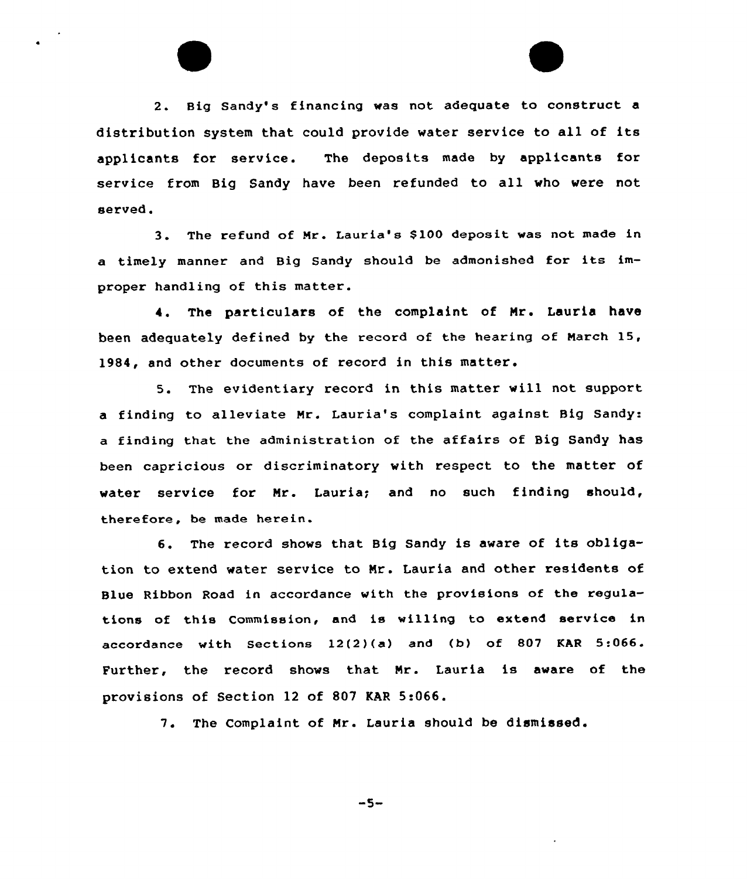2. Big Sandy's financing was not adequate to construct a distribution system that could provide water service to all of its applicants for service. The deposits made by applicants for service from Big Sandy have been refunded to all who were not served.

3. The refund of Mr. Lauria's $100 deposit was not made in a timely manner and Big Sandy should be admonished for its improper handling of this matter.

4. The particulars of the complaint of Mr. Lauria have been adequately defined by the record of the hearing of March 15, 1984, and other documents of record in this matter.

5. The evidentiary record in this matter will not support a finding to alleviate Mr. Lauria's complaint against Big Sandy: a finding that the administration of the affairs of Big Sandy has been capricious or discriminatory with respect to the matter of water service for Mr. Lauria; and no such finding should, therefore, be made herein.

6. The record shows that Big Sandy is aware of its obligation to extend water service to Mr. Lauria and other residents of Blue Ribbon Road in accordance with the provisions of the regulations of this Commission, and is willing to extend service in accordance with Sections 12(2)(a) and (b) of 807 KAR 5:066. Further, the record shows that Mr. Lauria is aware of the provisions of Section 12 of 807 KAR 5:066.

7. The Complaint of Mr. Lauria should be dismissed.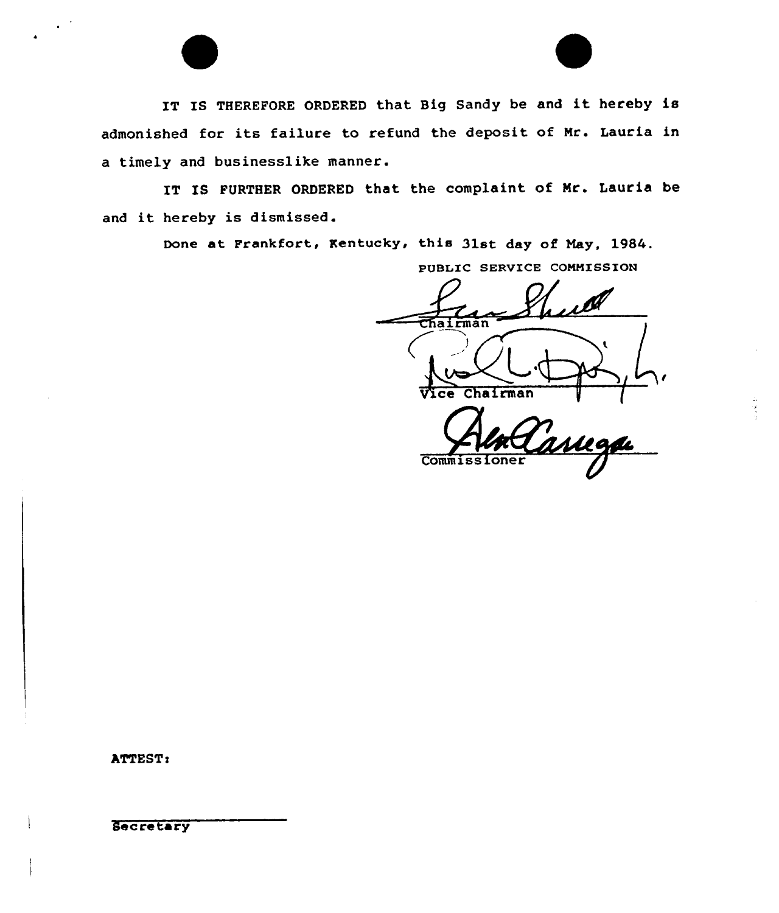IT IS THEREFORE ORDERED that Big Sandy be and it hereby is admonished for its failure to refund the deposit of Mr. Lauria in a timely and businesslike manner.

IT IS FURTHER ORDERED that the complaint of Mr. Lauria be and it hereby is dismissed.

Done at Frankfort, Kentucky, this 31st day of May, 1984.

PUBLIC SERVICE COMMISSION

Chairman

Vice Chairman

Commissioner

ATTEST:

Secretary